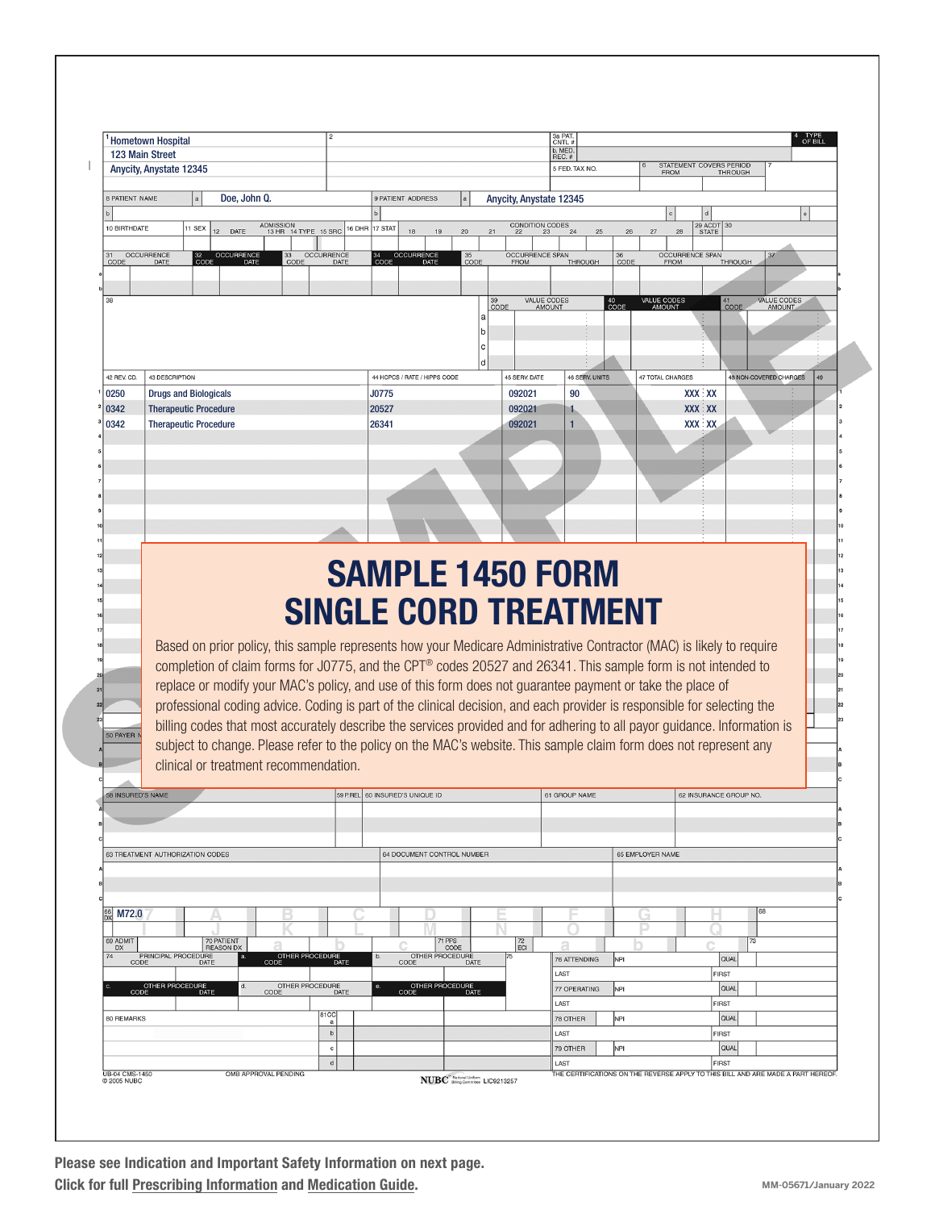Hometown Hospital
123 Main Street
Anycity, Anystate 12345

8 PATIENT NAME: Doe, John Q.

9 PATIENT ADDRESS: Anycity, Anystate 12345

| 42 REV. CD. | 43 DESCRIPTION | 44 HCPCS / RATE / HIPPS CODE | 45 SERV. DATE | 46 SERV. UNITS | 47 TOTAL CHARGES | 48 NON-COVERED CHARGES |
|---|---|---|---|---|---|---|
| 0250 | Drugs and Biologicals | J0775 | 092021 | 90 | XXX XX | |
| 0342 | Therapeutic Procedure | 20527 | 092021 | 1 | XXX XX | |
| 0342 | Therapeutic Procedure | 26341 | 092021 | 1 | XXX XX | |

66 DX: M72.0

# SAMPLE 1450 FORM SINGLE CORD TREATMENT

Based on prior policy, this sample represents how your Medicare Administrative Contractor (MAC) is likely to require completion of claim forms for J0775, and the CPT® codes 20527 and 26341. This sample form is not intended to replace or modify your MAC's policy, and use of this form does not guarantee payment or take the place of professional coding advice. Coding is part of the clinical decision, and each provider is responsible for selecting the billing codes that most accurately describe the services provided and for adhering to all payor guidance. Information is subject to change. Please refer to the policy on the MAC's website. This sample claim form does not represent any clinical or treatment recommendation.

UB-04 CMS-1450 © 2005 NUBC OMB APPROVAL PENDING NUBC National Uniform Billing Committee LIC9213257 THE CERTIFICATIONS ON THE REVERSE APPLY TO THIS BILL AND ARE MADE A PART HEREOF.

**Please see Indication and Important Safety Information on next page.**
**Click for full Prescribing Information and Medication Guide.**

MM-05671/January 2022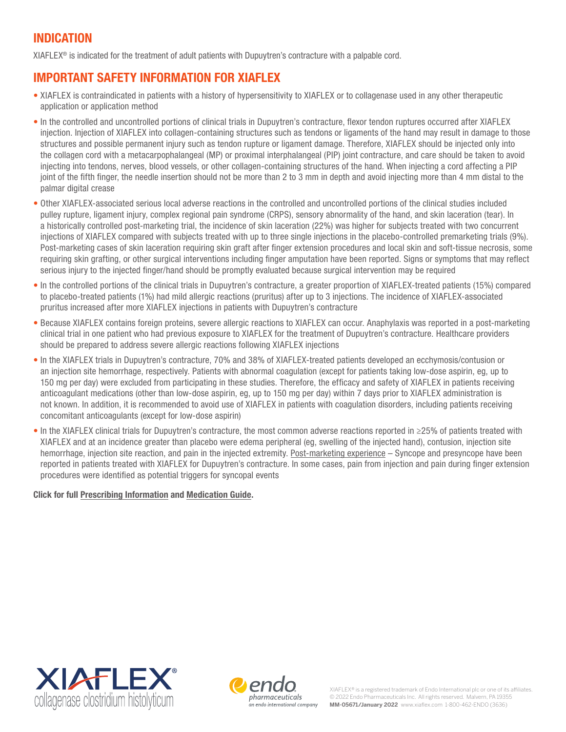## INDICATION

XIAFLEX® is indicated for the treatment of adult patients with Dupuytren's contracture with a palpable cord.

## IMPORTANT SAFETY INFORMATION FOR XIAFLEX

- XIAFLEX is contraindicated in patients with a history of hypersensitivity to XIAFLEX or to collagenase used in any other therapeutic application or application method
- In the controlled and uncontrolled portions of clinical trials in Dupuytren's contracture, flexor tendon ruptures occurred after XIAFLEX injection. Injection of XIAFLEX into collagen-containing structures such as tendons or ligaments of the hand may result in damage to those structures and possible permanent injury such as tendon rupture or ligament damage. Therefore, XIAFLEX should be injected only into the collagen cord with a metacarpophalangeal (MP) or proximal interphalangeal (PIP) joint contracture, and care should be taken to avoid injecting into tendons, nerves, blood vessels, or other collagen-containing structures of the hand. When injecting a cord affecting a PIP joint of the fifth finger, the needle insertion should not be more than 2 to 3 mm in depth and avoid injecting more than 4 mm distal to the palmar digital crease
- Other XIAFLEX-associated serious local adverse reactions in the controlled and uncontrolled portions of the clinical studies included pulley rupture, ligament injury, complex regional pain syndrome (CRPS), sensory abnormality of the hand, and skin laceration (tear). In a historically controlled post-marketing trial, the incidence of skin laceration (22%) was higher for subjects treated with two concurrent injections of XIAFLEX compared with subjects treated with up to three single injections in the placebo-controlled premarketing trials (9%). Post-marketing cases of skin laceration requiring skin graft after finger extension procedures and local skin and soft-tissue necrosis, some requiring skin grafting, or other surgical interventions including finger amputation have been reported. Signs or symptoms that may reflect serious injury to the injected finger/hand should be promptly evaluated because surgical intervention may be required
- In the controlled portions of the clinical trials in Dupuytren's contracture, a greater proportion of XIAFLEX-treated patients (15%) compared to placebo-treated patients (1%) had mild allergic reactions (pruritus) after up to 3 injections. The incidence of XIAFLEX-associated pruritus increased after more XIAFLEX injections in patients with Dupuytren's contracture
- Because XIAFLEX contains foreign proteins, severe allergic reactions to XIAFLEX can occur. Anaphylaxis was reported in a post-marketing clinical trial in one patient who had previous exposure to XIAFLEX for the treatment of Dupuytren's contracture. Healthcare providers should be prepared to address severe allergic reactions following XIAFLEX injections
- In the XIAFLEX trials in Dupuytren's contracture, 70% and 38% of XIAFLEX-treated patients developed an ecchymosis/contusion or an injection site hemorrhage, respectively. Patients with abnormal coagulation (except for patients taking low-dose aspirin, eg, up to 150 mg per day) were excluded from participating in these studies. Therefore, the efficacy and safety of XIAFLEX in patients receiving anticoagulant medications (other than low-dose aspirin, eg, up to 150 mg per day) within 7 days prior to XIAFLEX administration is not known. In addition, it is recommended to avoid use of XIAFLEX in patients with coagulation disorders, including patients receiving concomitant anticoagulants (except for low-dose aspirin)
- In the XIAFLEX clinical trials for Dupuytren's contracture, the most common adverse reactions reported in ≥25% of patients treated with XIAFLEX and at an incidence greater than placebo were edema peripheral (eg, swelling of the injected hand), contusion, injection site hemorrhage, injection site reaction, and pain in the injected extremity. Post-marketing experience – Syncope and presyncope have been reported in patients treated with XIAFLEX for Dupuytren's contracture. In some cases, pain from injection and pain during finger extension procedures were identified as potential triggers for syncopal events

**Click for full Prescribing Information and Medication Guide.**

XIAFLEX® collagenase clostridium histolyticum

endo pharmaceuticals an endo international company

XIAFLEX® is a registered trademark of Endo International plc or one of its affiliates.
© 2022 Endo Pharmaceuticals Inc. All rights reserved. Malvern, PA 19355
**MM-05671/January 2022** www.xiaflex.com 1-800-462-ENDO (3636)